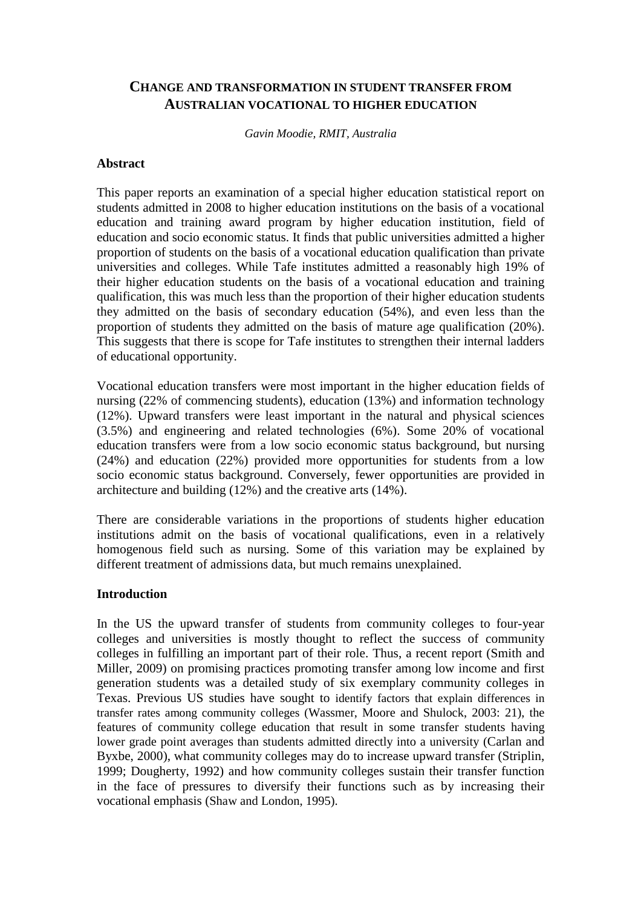# Change and transformation in student transfer from Australian vocational to higher education

*Gavin Moodie, RMIT, Australia*

## Abstract

This paper reports an examination of a special higher education statistical report on students admitted in 2008 to higher education institutions on the basis of a vocational education and training award program by higher education institution, field of education and socio economic status. It finds that public universities admitted a higher proportion of students on the basis of a vocational education qualification than private universities and colleges. While Tafe institutes admitted a reasonably high 19% of their higher education students on the basis of a vocational education and training qualification, this was much less than the proportion of their higher education students they admitted on the basis of secondary education (54%), and even less than the proportion of students they admitted on the basis of mature age qualification (20%). This suggests that there is scope for Tafe institutes to strengthen their internal ladders of educational opportunity.

Vocational education transfers were most important in the higher education fields of nursing (22% of commencing students), education (13%) and information technology (12%). Upward transfers were least important in the natural and physical sciences (3.5%) and engineering and related technologies (6%). Some 20% of vocational education transfers were from a low socio economic status background, but nursing (24%) and education (22%) provided more opportunities for students from a low socio economic status background. Conversely, fewer opportunities are provided in architecture and building (12%) and the creative arts (14%).

There are considerable variations in the proportions of students higher education institutions admit on the basis of vocational qualifications, even in a relatively homogenous field such as nursing. Some of this variation may be explained by different treatment of admissions data, but much remains unexplained.

## Introduction

In the US the upward transfer of students from community colleges to four-year colleges and universities is mostly thought to reflect the success of community colleges in fulfilling an important part of their role. Thus, a recent report (Smith and Miller, 2009) on promising practices promoting transfer among low income and first generation students was a detailed study of six exemplary community colleges in Texas. Previous US studies have sought to identify factors that explain differences in transfer rates among community colleges (Wassmer, Moore and Shulock, 2003: 21), the features of community college education that result in some transfer students having lower grade point averages than students admitted directly into a university (Carlan and Byxbe, 2000), what community colleges may do to increase upward transfer (Striplin, 1999; Dougherty, 1992) and how community colleges sustain their transfer function in the face of pressures to diversify their functions such as by increasing their vocational emphasis (Shaw and London, 1995).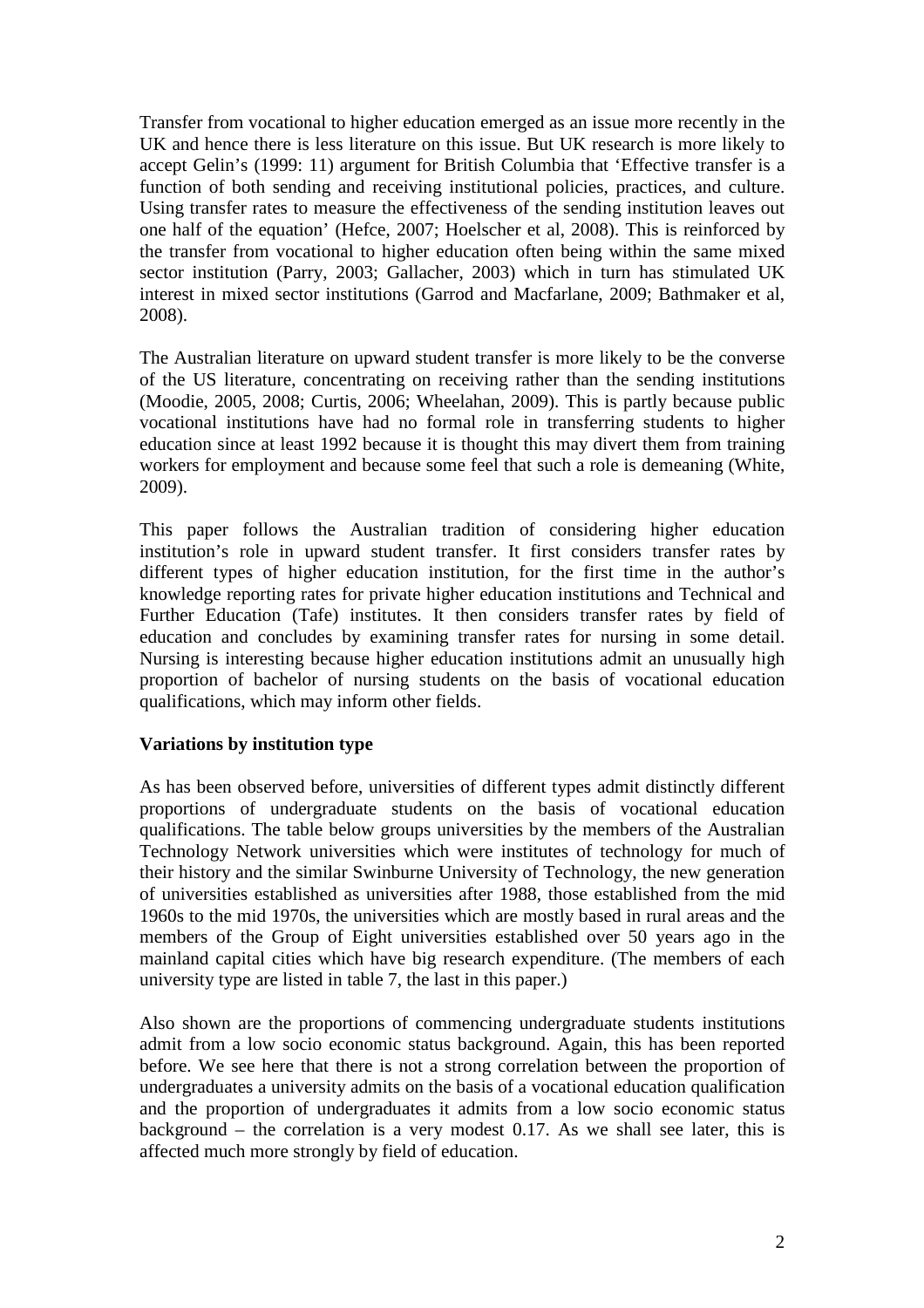Transfer from vocational to higher education emerged as an issue more recently in the UK and hence there is less literature on this issue. But UK research is more likely to accept Gelin's (1999: 11) argument for British Columbia that 'Effective transfer is a function of both sending and receiving institutional policies, practices, and culture. Using transfer rates to measure the effectiveness of the sending institution leaves out one half of the equation' (Hefce, 2007; Hoelscher et al, 2008). This is reinforced by the transfer from vocational to higher education often being within the same mixed sector institution (Parry, 2003; Gallacher, 2003) which in turn has stimulated UK interest in mixed sector institutions (Garrod and Macfarlane, 2009; Bathmaker et al, 2008).

The Australian literature on upward student transfer is more likely to be the converse of the US literature, concentrating on receiving rather than the sending institutions (Moodie, 2005, 2008; Curtis, 2006; Wheelahan, 2009). This is partly because public vocational institutions have had no formal role in transferring students to higher education since at least 1992 because it is thought this may divert them from training workers for employment and because some feel that such a role is demeaning (White, 2009).

This paper follows the Australian tradition of considering higher education institution's role in upward student transfer. It first considers transfer rates by different types of higher education institution, for the first time in the author's knowledge reporting rates for private higher education institutions and Technical and Further Education (Tafe) institutes. It then considers transfer rates by field of education and concludes by examining transfer rates for nursing in some detail. Nursing is interesting because higher education institutions admit an unusually high proportion of bachelor of nursing students on the basis of vocational education qualifications, which may inform other fields.

**Variations by institution type**

As has been observed before, universities of different types admit distinctly different proportions of undergraduate students on the basis of vocational education qualifications. The table below groups universities by the members of the Australian Technology Network universities which were institutes of technology for much of their history and the similar Swinburne University of Technology, the new generation of universities established as universities after 1988, those established from the mid 1960s to the mid 1970s, the universities which are mostly based in rural areas and the members of the Group of Eight universities established over 50 years ago in the mainland capital cities which have big research expenditure. (The members of each university type are listed in table 7, the last in this paper.)

Also shown are the proportions of commencing undergraduate students institutions admit from a low socio economic status background. Again, this has been reported before. We see here that there is not a strong correlation between the proportion of undergraduates a university admits on the basis of a vocational education qualification and the proportion of undergraduates it admits from a low socio economic status background – the correlation is a very modest 0.17. As we shall see later, this is affected much more strongly by field of education.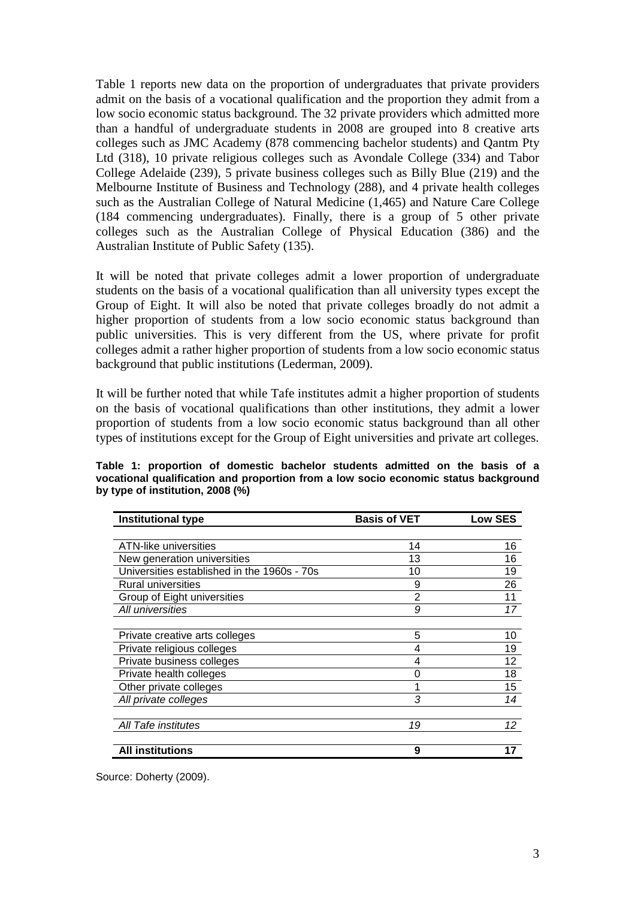Table 1 reports new data on the proportion of undergraduates that private providers admit on the basis of a vocational qualification and the proportion they admit from a low socio economic status background. The 32 private providers which admitted more than a handful of undergraduate students in 2008 are grouped into 8 creative arts colleges such as JMC Academy (878 commencing bachelor students) and Qantm Pty Ltd (318), 10 private religious colleges such as Avondale College (334) and Tabor College Adelaide (239), 5 private business colleges such as Billy Blue (219) and the Melbourne Institute of Business and Technology (288), and 4 private health colleges such as the Australian College of Natural Medicine (1,465) and Nature Care College (184 commencing undergraduates). Finally, there is a group of 5 other private colleges such as the Australian College of Physical Education (386) and the Australian Institute of Public Safety (135).

It will be noted that private colleges admit a lower proportion of undergraduate students on the basis of a vocational qualification than all university types except the Group of Eight. It will also be noted that private colleges broadly do not admit a higher proportion of students from a low socio economic status background than public universities. This is very different from the US, where private for profit colleges admit a rather higher proportion of students from a low socio economic status background that public institutions (Lederman, 2009).

It will be further noted that while Tafe institutes admit a higher proportion of students on the basis of vocational qualifications than other institutions, they admit a lower proportion of students from a low socio economic status background than all other types of institutions except for the Group of Eight universities and private art colleges.

**Table 1: proportion of domestic bachelor students admitted on the basis of a vocational qualification and proportion from a low socio economic status background by type of institution, 2008 (%)**

| Institutional type | Basis of VET | Low SES |
|---|---|---|
| ATN-like universities | 14 | 16 |
| New generation universities | 13 | 16 |
| Universities established in the 1960s - 70s | 10 | 19 |
| Rural universities | 9 | 26 |
| Group of Eight universities | 2 | 11 |
| *All universities* | *9* | *17* |
| Private creative arts colleges | 5 | 10 |
| Private religious colleges | 4 | 19 |
| Private business colleges | 4 | 12 |
| Private health colleges | 0 | 18 |
| Other private colleges | 1 | 15 |
| *All private colleges* | *3* | *14* |
| *All Tafe institutes* | *19* | *12* |
| **All institutions** | **9** | **17** |

Source: Doherty (2009).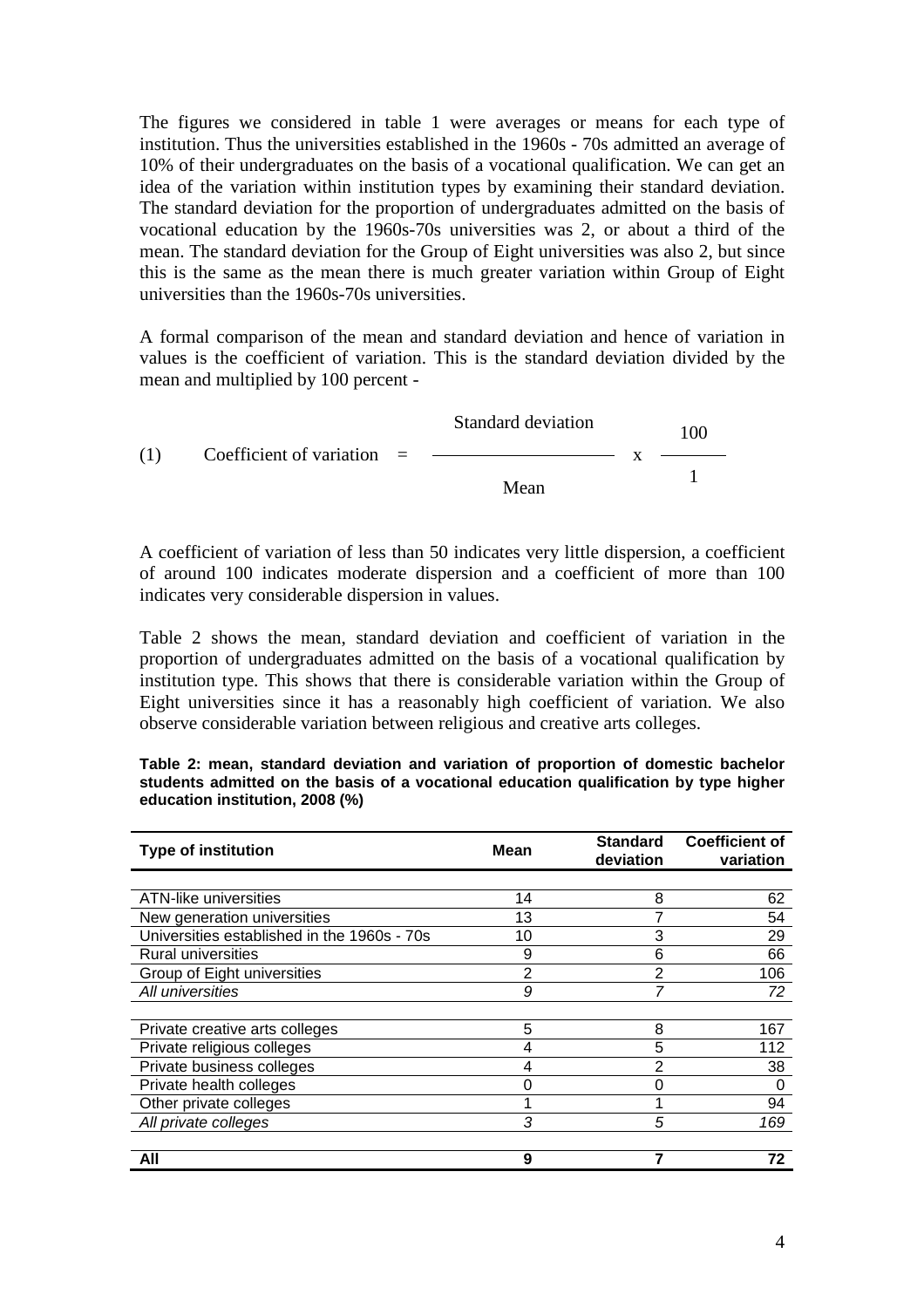The figures we considered in table 1 were averages or means for each type of institution. Thus the universities established in the 1960s - 70s admitted an average of 10% of their undergraduates on the basis of a vocational qualification. We can get an idea of the variation within institution types by examining their standard deviation. The standard deviation for the proportion of undergraduates admitted on the basis of vocational education by the 1960s-70s universities was 2, or about a third of the mean. The standard deviation for the Group of Eight universities was also 2, but since this is the same as the mean there is much greater variation within Group of Eight universities than the 1960s-70s universities.

A formal comparison of the mean and standard deviation and hence of variation in values is the coefficient of variation. This is the standard deviation divided by the mean and multiplied by 100 percent -

$$(1) \qquad \text{Coefficient of variation} = \frac{\text{Standard deviation}}{\text{Mean}} \times \frac{100}{1}$$

A coefficient of variation of less than 50 indicates very little dispersion, a coefficient of around 100 indicates moderate dispersion and a coefficient of more than 100 indicates very considerable dispersion in values.

Table 2 shows the mean, standard deviation and coefficient of variation in the proportion of undergraduates admitted on the basis of a vocational qualification by institution type. This shows that there is considerable variation within the Group of Eight universities since it has a reasonably high coefficient of variation. We also observe considerable variation between religious and creative arts colleges.

**Table 2: mean, standard deviation and variation of proportion of domestic bachelor students admitted on the basis of a vocational education qualification by type higher education institution, 2008 (%)**

| Type of institution | Mean | Standard deviation | Coefficient of variation |
|---|---|---|---|
| ATN-like universities | 14 | 8 | 62 |
| New generation universities | 13 | 7 | 54 |
| Universities established in the 1960s - 70s | 10 | 3 | 29 |
| Rural universities | 9 | 6 | 66 |
| Group of Eight universities | 2 | 2 | 106 |
| *All universities* | *9* | *7* | *72* |
| Private creative arts colleges | 5 | 8 | 167 |
| Private religious colleges | 4 | 5 | 112 |
| Private business colleges | 4 | 2 | 38 |
| Private health colleges | 0 | 0 | 0 |
| Other private colleges | 1 | 1 | 94 |
| *All private colleges* | *3* | *5* | *169* |
| **All** | **9** | **7** | **72** |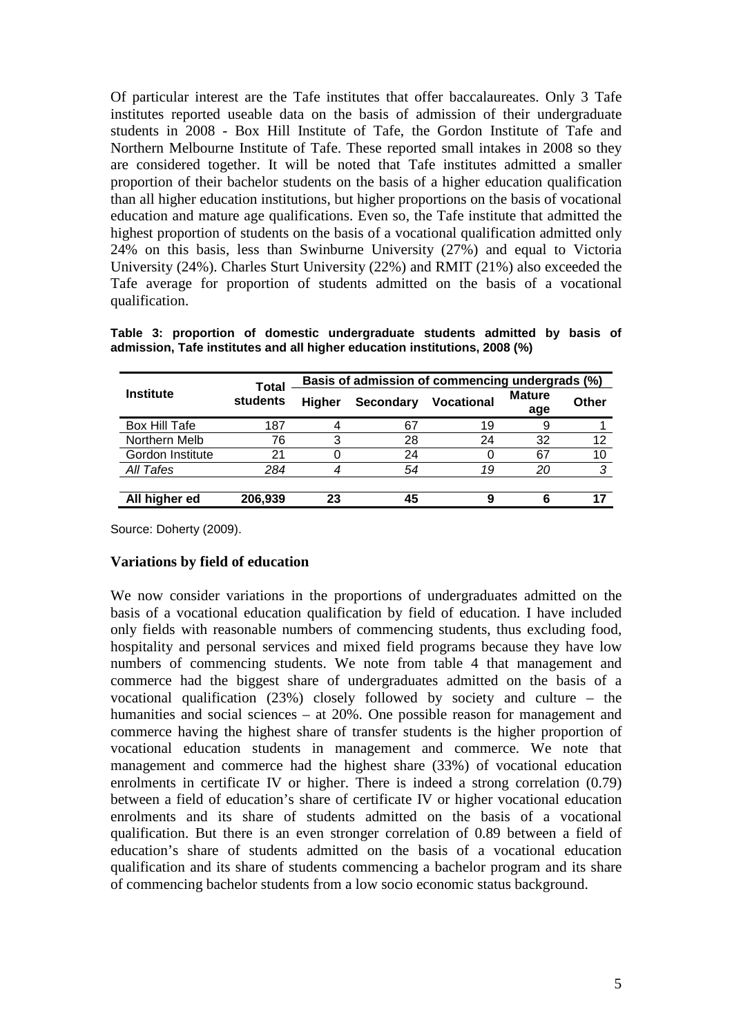Of particular interest are the Tafe institutes that offer baccalaureates. Only 3 Tafe institutes reported useable data on the basis of admission of their undergraduate students in 2008 - Box Hill Institute of Tafe, the Gordon Institute of Tafe and Northern Melbourne Institute of Tafe. These reported small intakes in 2008 so they are considered together. It will be noted that Tafe institutes admitted a smaller proportion of their bachelor students on the basis of a higher education qualification than all higher education institutions, but higher proportions on the basis of vocational education and mature age qualifications. Even so, the Tafe institute that admitted the highest proportion of students on the basis of a vocational qualification admitted only 24% on this basis, less than Swinburne University (27%) and equal to Victoria University (24%). Charles Sturt University (22%) and RMIT (21%) also exceeded the Tafe average for proportion of students admitted on the basis of a vocational qualification.

**Table 3: proportion of domestic undergraduate students admitted by basis of admission, Tafe institutes and all higher education institutions, 2008 (%)**

| Institute | Total students | Basis of admission of commencing undergrads (%) | | | | |
|---|---|---|---|---|---|---|
| | | Higher | Secondary | Vocational | Mature age | Other |
| Box Hill Tafe | 187 | 4 | 67 | 19 | 9 | 1 |
| Northern Melb | 76 | 3 | 28 | 24 | 32 | 12 |
| Gordon Institute | 21 | 0 | 24 | 0 | 67 | 10 |
| *All Tafes* | *284* | *4* | *54* | *19* | *20* | *3* |
| **All higher ed** | **206,939** | **23** | **45** | **9** | **6** | **17** |

Source: Doherty (2009).

### Variations by field of education

We now consider variations in the proportions of undergraduates admitted on the basis of a vocational education qualification by field of education. I have included only fields with reasonable numbers of commencing students, thus excluding food, hospitality and personal services and mixed field programs because they have low numbers of commencing students. We note from table 4 that management and commerce had the biggest share of undergraduates admitted on the basis of a vocational qualification (23%) closely followed by society and culture – the humanities and social sciences – at 20%. One possible reason for management and commerce having the highest share of transfer students is the higher proportion of vocational education students in management and commerce. We note that management and commerce had the highest share (33%) of vocational education enrolments in certificate IV or higher. There is indeed a strong correlation (0.79) between a field of education's share of certificate IV or higher vocational education enrolments and its share of students admitted on the basis of a vocational qualification. But there is an even stronger correlation of 0.89 between a field of education's share of students admitted on the basis of a vocational education qualification and its share of students commencing a bachelor program and its share of commencing bachelor students from a low socio economic status background.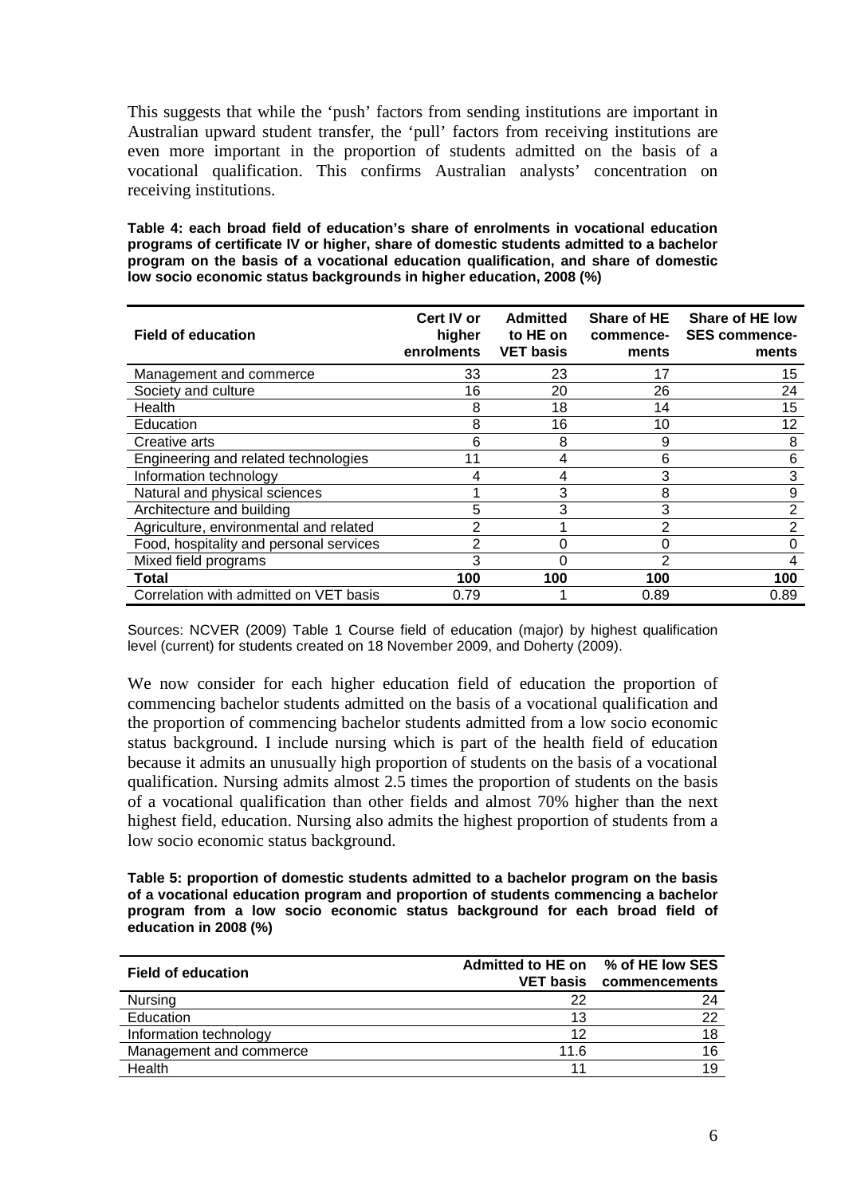This suggests that while the 'push' factors from sending institutions are important in Australian upward student transfer, the 'pull' factors from receiving institutions are even more important in the proportion of students admitted on the basis of a vocational qualification. This confirms Australian analysts' concentration on receiving institutions.

**Table 4: each broad field of education's share of enrolments in vocational education programs of certificate IV or higher, share of domestic students admitted to a bachelor program on the basis of a vocational education qualification, and share of domestic low socio economic status backgrounds in higher education, 2008 (%)**

| Field of education | Cert IV or higher enrolments | Admitted to HE on VET basis | Share of HE commence-ments | Share of HE low SES commence-ments |
|---|---|---|---|---|
| Management and commerce | 33 | 23 | 17 | 15 |
| Society and culture | 16 | 20 | 26 | 24 |
| Health | 8 | 18 | 14 | 15 |
| Education | 8 | 16 | 10 | 12 |
| Creative arts | 6 | 8 | 9 | 8 |
| Engineering and related technologies | 11 | 4 | 6 | 6 |
| Information technology | 4 | 4 | 3 | 3 |
| Natural and physical sciences | 1 | 3 | 8 | 9 |
| Architecture and building | 5 | 3 | 3 | 2 |
| Agriculture, environmental and related | 2 | 1 | 2 | 2 |
| Food, hospitality and personal services | 2 | 0 | 0 | 0 |
| Mixed field programs | 3 | 0 | 2 | 4 |
| **Total** | **100** | **100** | **100** | **100** |
| Correlation with admitted on VET basis | 0.79 | 1 | 0.89 | 0.89 |

Sources: NCVER (2009) Table 1 Course field of education (major) by highest qualification level (current) for students created on 18 November 2009, and Doherty (2009).

We now consider for each higher education field of education the proportion of commencing bachelor students admitted on the basis of a vocational qualification and the proportion of commencing bachelor students admitted from a low socio economic status background. I include nursing which is part of the health field of education because it admits an unusually high proportion of students on the basis of a vocational qualification. Nursing admits almost 2.5 times the proportion of students on the basis of a vocational qualification than other fields and almost 70% higher than the next highest field, education. Nursing also admits the highest proportion of students from a low socio economic status background.

**Table 5: proportion of domestic students admitted to a bachelor program on the basis of a vocational education program and proportion of students commencing a bachelor program from a low socio economic status background for each broad field of education in 2008 (%)**

| Field of education | Admitted to HE on VET basis | % of HE low SES commencements |
|---|---|---|
| Nursing | 22 | 24 |
| Education | 13 | 22 |
| Information technology | 12 | 18 |
| Management and commerce | 11.6 | 16 |
| Health | 11 | 19 |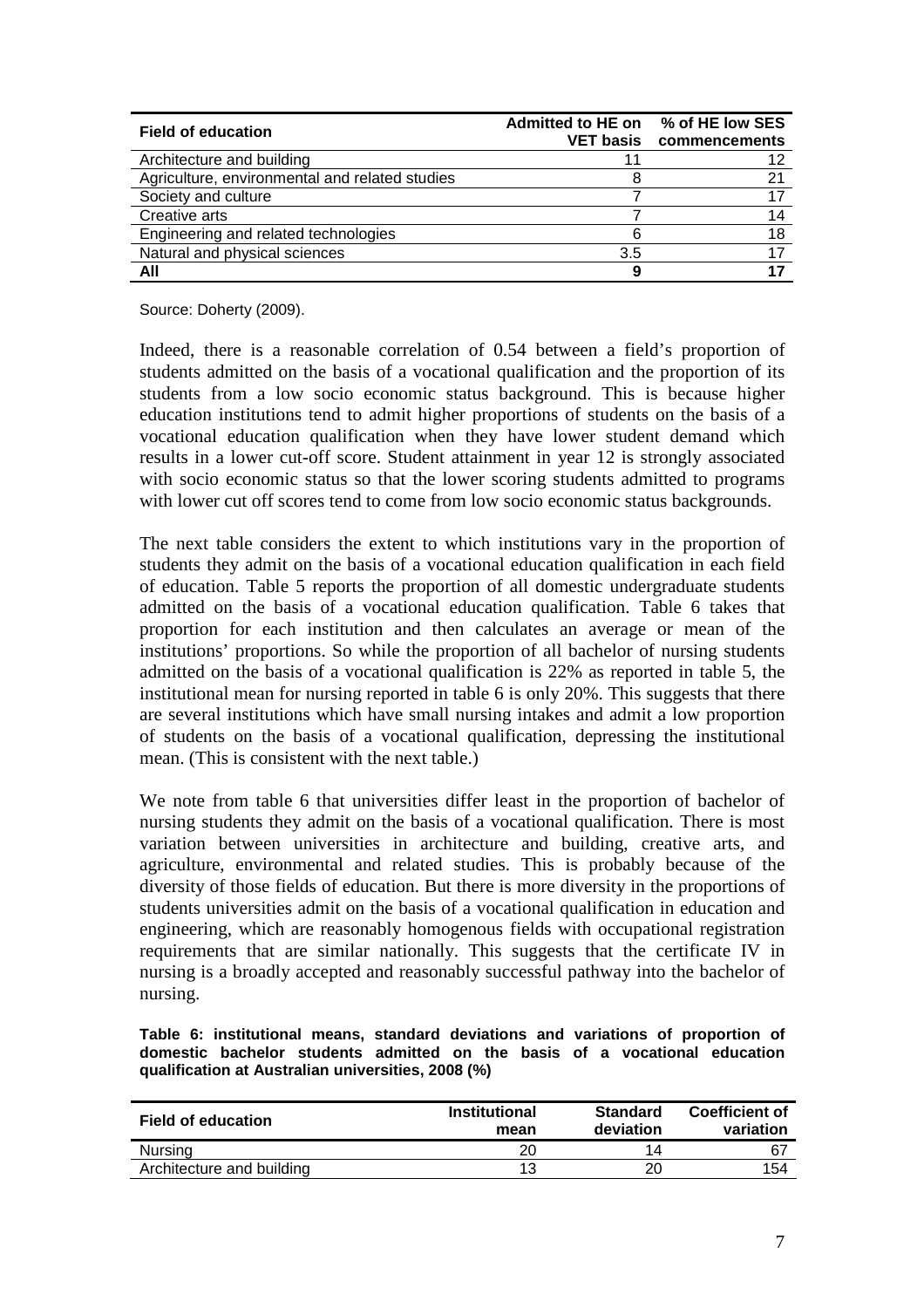| Field of education | Admitted to HE on VET basis | % of HE low SES commencements |
|---|---|---|
| Architecture and building | 11 | 12 |
| Agriculture, environmental and related studies | 8 | 21 |
| Society and culture | 7 | 17 |
| Creative arts | 7 | 14 |
| Engineering and related technologies | 6 | 18 |
| Natural and physical sciences | 3.5 | 17 |
| **All** | **9** | **17** |

Source: Doherty (2009).

Indeed, there is a reasonable correlation of 0.54 between a field's proportion of students admitted on the basis of a vocational qualification and the proportion of its students from a low socio economic status background. This is because higher education institutions tend to admit higher proportions of students on the basis of a vocational education qualification when they have lower student demand which results in a lower cut-off score. Student attainment in year 12 is strongly associated with socio economic status so that the lower scoring students admitted to programs with lower cut off scores tend to come from low socio economic status backgrounds.

The next table considers the extent to which institutions vary in the proportion of students they admit on the basis of a vocational education qualification in each field of education. Table 5 reports the proportion of all domestic undergraduate students admitted on the basis of a vocational education qualification. Table 6 takes that proportion for each institution and then calculates an average or mean of the institutions' proportions. So while the proportion of all bachelor of nursing students admitted on the basis of a vocational qualification is 22% as reported in table 5, the institutional mean for nursing reported in table 6 is only 20%. This suggests that there are several institutions which have small nursing intakes and admit a low proportion of students on the basis of a vocational qualification, depressing the institutional mean. (This is consistent with the next table.)

We note from table 6 that universities differ least in the proportion of bachelor of nursing students they admit on the basis of a vocational qualification. There is most variation between universities in architecture and building, creative arts, and agriculture, environmental and related studies. This is probably because of the diversity of those fields of education. But there is more diversity in the proportions of students universities admit on the basis of a vocational qualification in education and engineering, which are reasonably homogenous fields with occupational registration requirements that are similar nationally. This suggests that the certificate IV in nursing is a broadly accepted and reasonably successful pathway into the bachelor of nursing.

**Table 6: institutional means, standard deviations and variations of proportion of domestic bachelor students admitted on the basis of a vocational education qualification at Australian universities, 2008 (%)**

| Field of education | Institutional mean | Standard deviation | Coefficient of variation |
|---|---|---|---|
| Nursing | 20 | 14 | 67 |
| Architecture and building | 13 | 20 | 154 |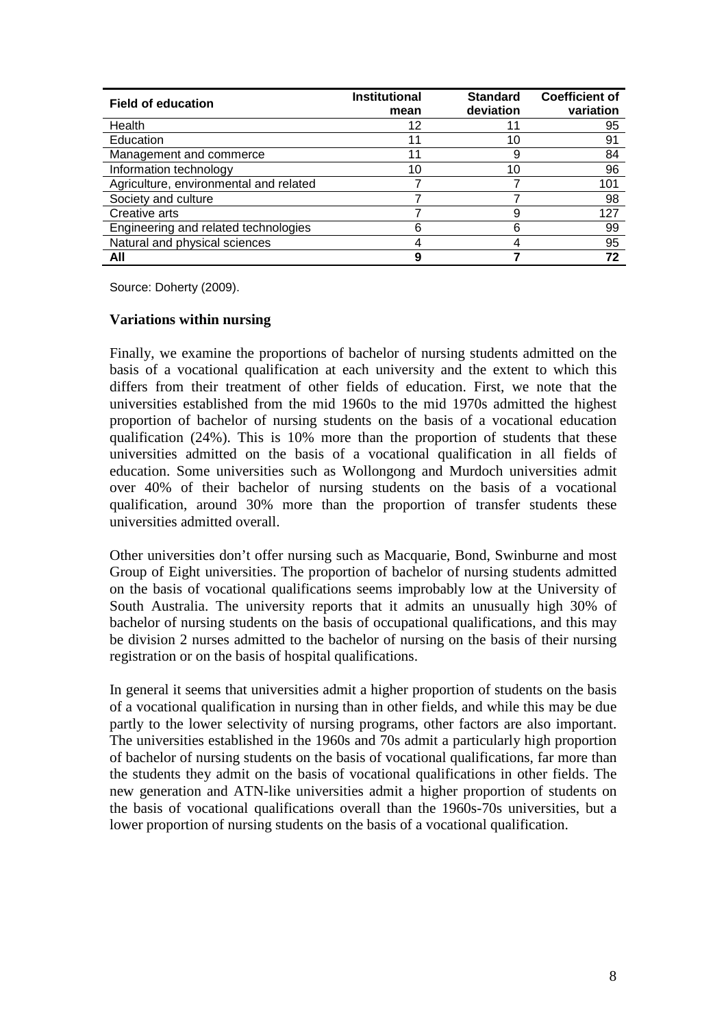| Field of education | Institutional mean | Standard deviation | Coefficient of variation |
|---|---|---|---|
| Health | 12 | 11 | 95 |
| Education | 11 | 10 | 91 |
| Management and commerce | 11 | 9 | 84 |
| Information technology | 10 | 10 | 96 |
| Agriculture, environmental and related | 7 | 7 | 101 |
| Society and culture | 7 | 7 | 98 |
| Creative arts | 7 | 9 | 127 |
| Engineering and related technologies | 6 | 6 | 99 |
| Natural and physical sciences | 4 | 4 | 95 |
| **All** | **9** | **7** | **72** |

Source: Doherty (2009).

### Variations within nursing

Finally, we examine the proportions of bachelor of nursing students admitted on the basis of a vocational qualification at each university and the extent to which this differs from their treatment of other fields of education. First, we note that the universities established from the mid 1960s to the mid 1970s admitted the highest proportion of bachelor of nursing students on the basis of a vocational education qualification (24%). This is 10% more than the proportion of students that these universities admitted on the basis of a vocational qualification in all fields of education. Some universities such as Wollongong and Murdoch universities admit over 40% of their bachelor of nursing students on the basis of a vocational qualification, around 30% more than the proportion of transfer students these universities admitted overall.

Other universities don't offer nursing such as Macquarie, Bond, Swinburne and most Group of Eight universities. The proportion of bachelor of nursing students admitted on the basis of vocational qualifications seems improbably low at the University of South Australia. The university reports that it admits an unusually high 30% of bachelor of nursing students on the basis of occupational qualifications, and this may be division 2 nurses admitted to the bachelor of nursing on the basis of their nursing registration or on the basis of hospital qualifications.

In general it seems that universities admit a higher proportion of students on the basis of a vocational qualification in nursing than in other fields, and while this may be due partly to the lower selectivity of nursing programs, other factors are also important. The universities established in the 1960s and 70s admit a particularly high proportion of bachelor of nursing students on the basis of vocational qualifications, far more than the students they admit on the basis of vocational qualifications in other fields. The new generation and ATN-like universities admit a higher proportion of students on the basis of vocational qualifications overall than the 1960s-70s universities, but a lower proportion of nursing students on the basis of a vocational qualification.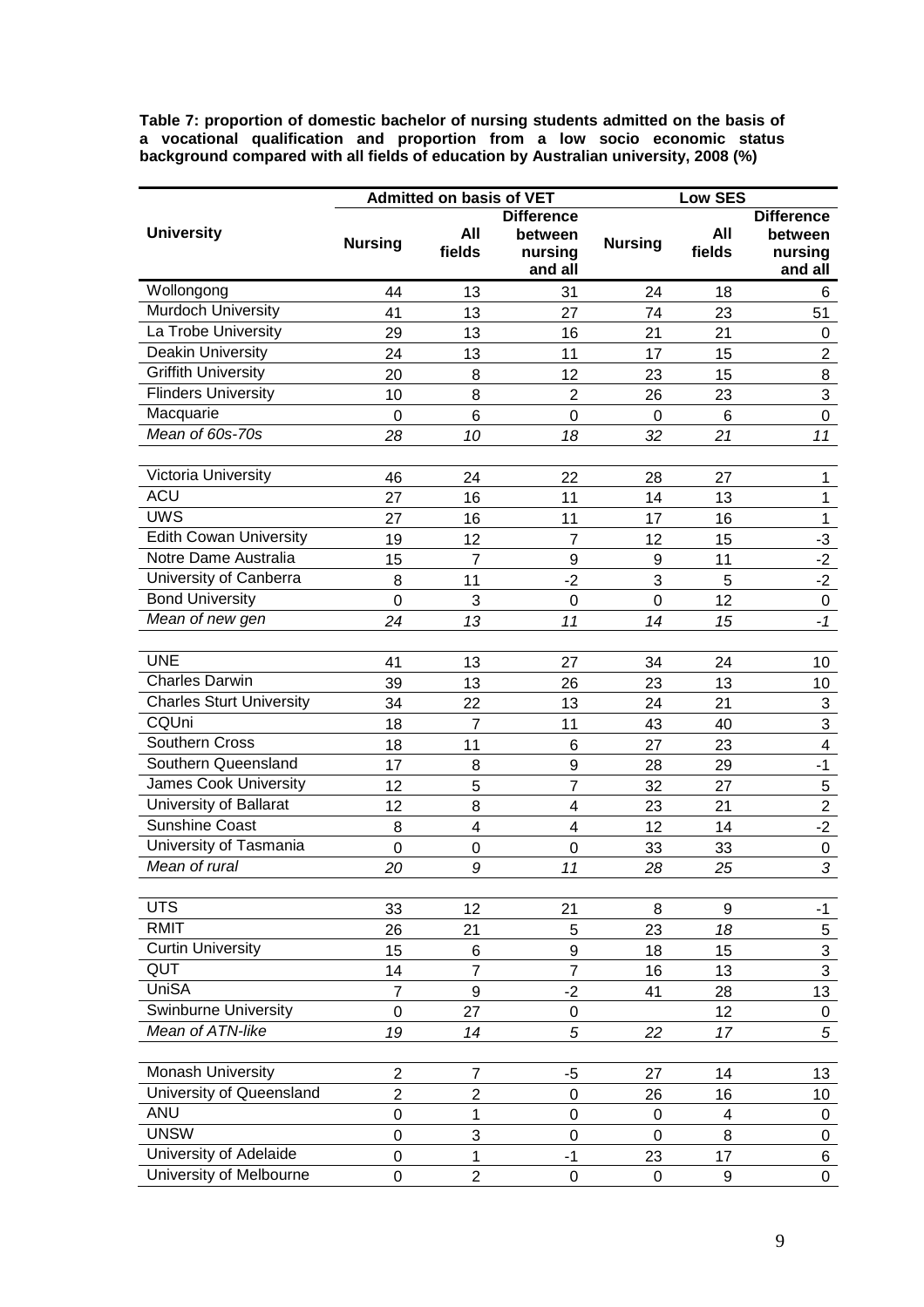**Table 7: proportion of domestic bachelor of nursing students admitted on the basis of a vocational qualification and proportion from a low socio economic status background compared with all fields of education by Australian university, 2008 (%)**

| University | Admitted on basis of VET | | | Low SES | | |
|---|---|---|---|---|---|---|
| | Nursing | All fields | Difference between nursing and all | Nursing | All fields | Difference between nursing and all |
| Wollongong | 44 | 13 | 31 | 24 | 18 | 6 |
| Murdoch University | 41 | 13 | 27 | 74 | 23 | 51 |
| La Trobe University | 29 | 13 | 16 | 21 | 21 | 0 |
| Deakin University | 24 | 13 | 11 | 17 | 15 | 2 |
| Griffith University | 20 | 8 | 12 | 23 | 15 | 8 |
| Flinders University | 10 | 8 | 2 | 26 | 23 | 3 |
| Macquarie | 0 | 6 | 0 | 0 | 6 | 0 |
| *Mean of 60s-70s* | *28* | *10* | *18* | *32* | *21* | *11* |
| | | | | | | |
| Victoria University | 46 | 24 | 22 | 28 | 27 | 1 |
| ACU | 27 | 16 | 11 | 14 | 13 | 1 |
| UWS | 27 | 16 | 11 | 17 | 16 | 1 |
| Edith Cowan University | 19 | 12 | 7 | 12 | 15 | -3 |
| Notre Dame Australia | 15 | 7 | 9 | 9 | 11 | -2 |
| University of Canberra | 8 | 11 | -2 | 3 | 5 | -2 |
| Bond University | 0 | 3 | 0 | 0 | 12 | 0 |
| *Mean of new gen* | *24* | *13* | *11* | *14* | *15* | *-1* |
| | | | | | | |
| UNE | 41 | 13 | 27 | 34 | 24 | 10 |
| Charles Darwin | 39 | 13 | 26 | 23 | 13 | 10 |
| Charles Sturt University | 34 | 22 | 13 | 24 | 21 | 3 |
| CQUni | 18 | 7 | 11 | 43 | 40 | 3 |
| Southern Cross | 18 | 11 | 6 | 27 | 23 | 4 |
| Southern Queensland | 17 | 8 | 9 | 28 | 29 | -1 |
| James Cook University | 12 | 5 | 7 | 32 | 27 | 5 |
| University of Ballarat | 12 | 8 | 4 | 23 | 21 | 2 |
| Sunshine Coast | 8 | 4 | 4 | 12 | 14 | -2 |
| University of Tasmania | 0 | 0 | 0 | 33 | 33 | 0 |
| *Mean of rural* | *20* | *9* | *11* | *28* | *25* | *3* |
| | | | | | | |
| UTS | 33 | 12 | 21 | 8 | 9 | -1 |
| RMIT | 26 | 21 | 5 | 23 | *18* | 5 |
| Curtin University | 15 | 6 | 9 | 18 | 15 | 3 |
| QUT | 14 | 7 | 7 | 16 | 13 | 3 |
| UniSA | 7 | 9 | -2 | 41 | 28 | 13 |
| Swinburne University | 0 | 27 | 0 | | 12 | 0 |
| *Mean of ATN-like* | *19* | *14* | *5* | *22* | *17* | *5* |
| | | | | | | |
| Monash University | 2 | 7 | -5 | 27 | 14 | 13 |
| University of Queensland | 2 | 2 | 0 | 26 | 16 | 10 |
| ANU | 0 | 1 | 0 | 0 | 4 | 0 |
| UNSW | 0 | 3 | 0 | 0 | 8 | 0 |
| University of Adelaide | 0 | 1 | -1 | 23 | 17 | 6 |
| University of Melbourne | 0 | 2 | 0 | 0 | 9 | 0 |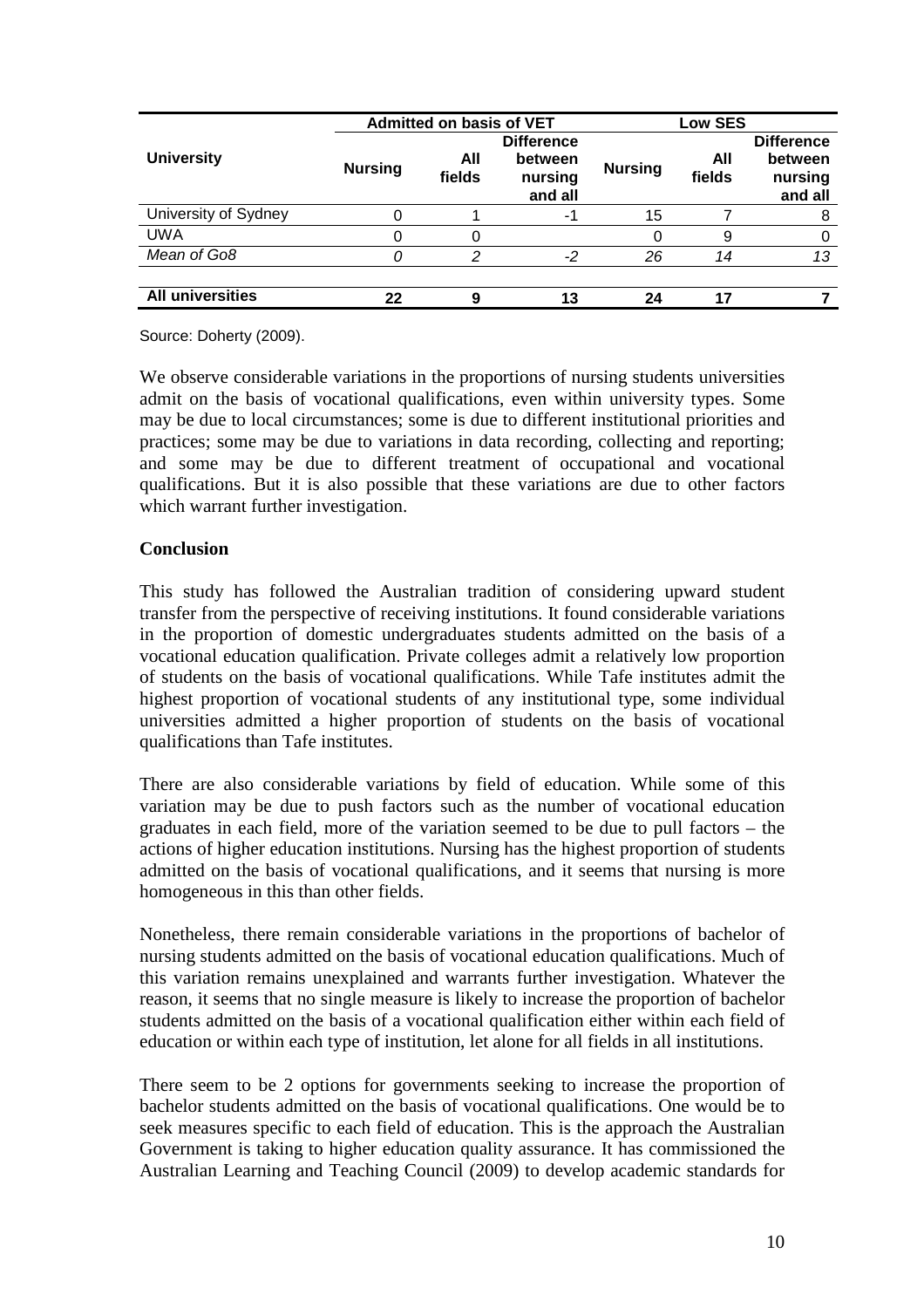| University | Admitted on basis of VET | | | Low SES | | |
|---|---|---|---|---|---|---|
| | Nursing | All fields | Difference between nursing and all | Nursing | All fields | Difference between nursing and all |
| University of Sydney | 0 | 1 | -1 | 15 | 7 | 8 |
| UWA | 0 | 0 | | 0 | 9 | 0 |
| *Mean of Go8* | *0* | *2* | *-2* | *26* | *14* | *13* |
| **All universities** | **22** | **9** | **13** | **24** | **17** | **7** |

Source: Doherty (2009).

We observe considerable variations in the proportions of nursing students universities admit on the basis of vocational qualifications, even within university types. Some may be due to local circumstances; some is due to different institutional priorities and practices; some may be due to variations in data recording, collecting and reporting; and some may be due to different treatment of occupational and vocational qualifications. But it is also possible that these variations are due to other factors which warrant further investigation.

## Conclusion

This study has followed the Australian tradition of considering upward student transfer from the perspective of receiving institutions. It found considerable variations in the proportion of domestic undergraduates students admitted on the basis of a vocational education qualification. Private colleges admit a relatively low proportion of students on the basis of vocational qualifications. While Tafe institutes admit the highest proportion of vocational students of any institutional type, some individual universities admitted a higher proportion of students on the basis of vocational qualifications than Tafe institutes.

There are also considerable variations by field of education. While some of this variation may be due to push factors such as the number of vocational education graduates in each field, more of the variation seemed to be due to pull factors – the actions of higher education institutions. Nursing has the highest proportion of students admitted on the basis of vocational qualifications, and it seems that nursing is more homogeneous in this than other fields.

Nonetheless, there remain considerable variations in the proportions of bachelor of nursing students admitted on the basis of vocational education qualifications. Much of this variation remains unexplained and warrants further investigation. Whatever the reason, it seems that no single measure is likely to increase the proportion of bachelor students admitted on the basis of a vocational qualification either within each field of education or within each type of institution, let alone for all fields in all institutions.

There seem to be 2 options for governments seeking to increase the proportion of bachelor students admitted on the basis of vocational qualifications. One would be to seek measures specific to each field of education. This is the approach the Australian Government is taking to higher education quality assurance. It has commissioned the Australian Learning and Teaching Council (2009) to develop academic standards for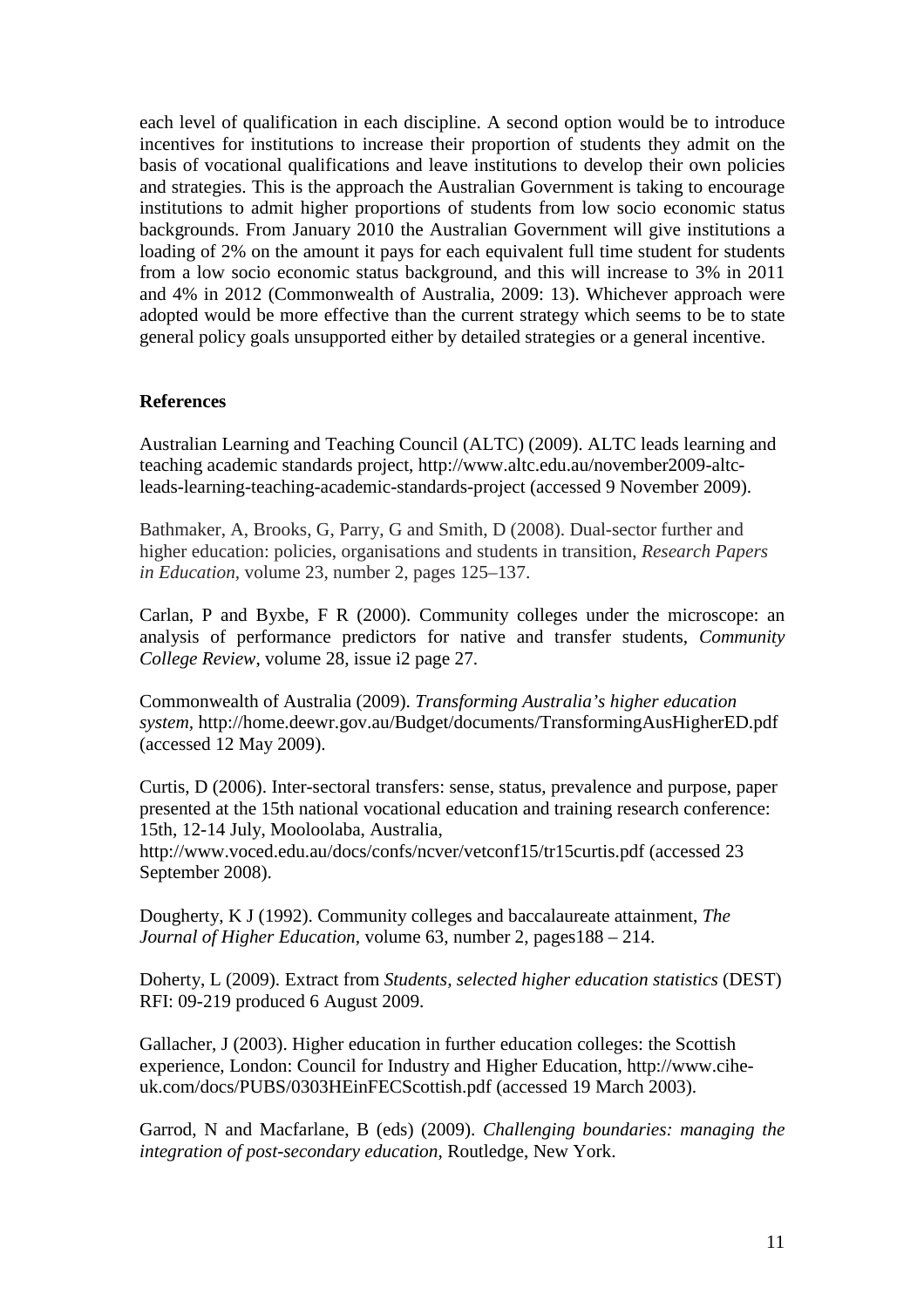each level of qualification in each discipline. A second option would be to introduce incentives for institutions to increase their proportion of students they admit on the basis of vocational qualifications and leave institutions to develop their own policies and strategies. This is the approach the Australian Government is taking to encourage institutions to admit higher proportions of students from low socio economic status backgrounds. From January 2010 the Australian Government will give institutions a loading of 2% on the amount it pays for each equivalent full time student for students from a low socio economic status background, and this will increase to 3% in 2011 and 4% in 2012 (Commonwealth of Australia, 2009: 13). Whichever approach were adopted would be more effective than the current strategy which seems to be to state general policy goals unsupported either by detailed strategies or a general incentive.

**References**

Australian Learning and Teaching Council (ALTC) (2009). ALTC leads learning and teaching academic standards project, http://www.altc.edu.au/november2009-altc-leads-learning-teaching-academic-standards-project (accessed 9 November 2009).

Bathmaker, A, Brooks, G, Parry, G and Smith, D (2008). Dual-sector further and higher education: policies, organisations and students in transition, *Research Papers in Education*, volume 23, number 2, pages 125–137.

Carlan, P and Byxbe, F R (2000). Community colleges under the microscope: an analysis of performance predictors for native and transfer students, *Community College Review*, volume 28, issue i2 page 27.

Commonwealth of Australia (2009). *Transforming Australia's higher education system*, http://home.deewr.gov.au/Budget/documents/TransformingAusHigherED.pdf (accessed 12 May 2009).

Curtis, D (2006). Inter-sectoral transfers: sense, status, prevalence and purpose, paper presented at the 15th national vocational education and training research conference: 15th, 12-14 July, Mooloolaba, Australia, http://www.voced.edu.au/docs/confs/ncver/vetconf15/tr15curtis.pdf (accessed 23 September 2008).

Dougherty, K J (1992). Community colleges and baccalaureate attainment, *The Journal of Higher Education*, volume 63, number 2, pages188 – 214.

Doherty, L (2009). Extract from *Students, selected higher education statistics* (DEST) RFI: 09-219 produced 6 August 2009.

Gallacher, J (2003). Higher education in further education colleges: the Scottish experience, London: Council for Industry and Higher Education, http://www.cihe-uk.com/docs/PUBS/0303HEinFECScottish.pdf (accessed 19 March 2003).

Garrod, N and Macfarlane, B (eds) (2009). *Challenging boundaries: managing the integration of post-secondary education*, Routledge, New York.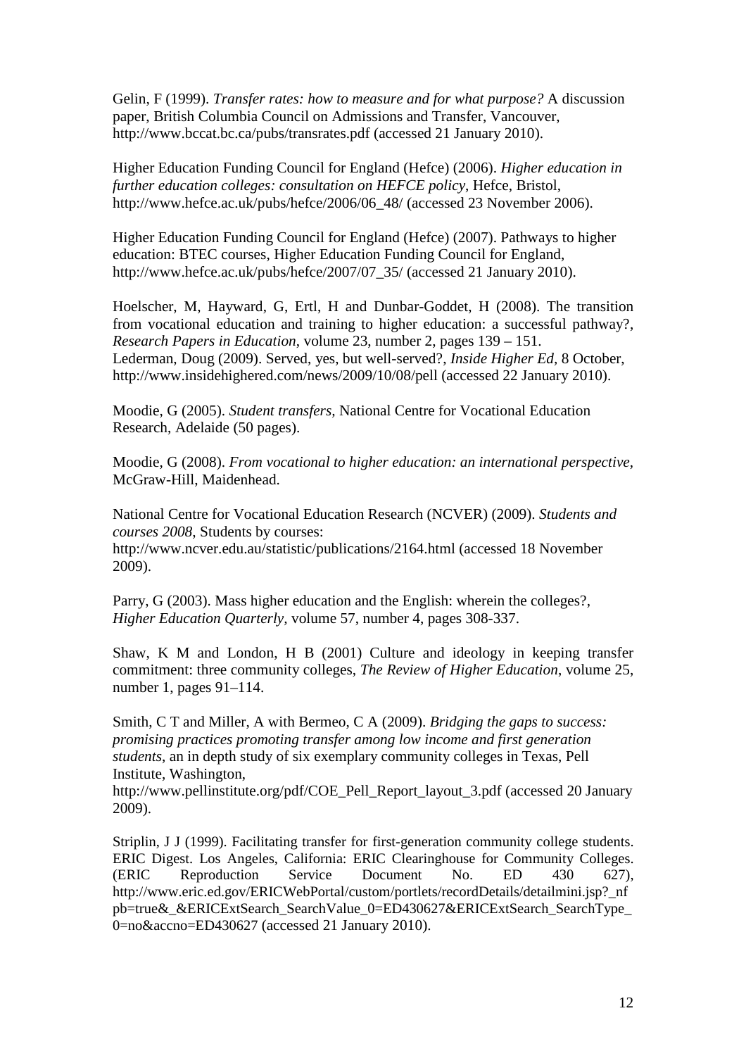Gelin, F (1999). *Transfer rates: how to measure and for what purpose?* A discussion paper, British Columbia Council on Admissions and Transfer, Vancouver, http://www.bccat.bc.ca/pubs/transrates.pdf (accessed 21 January 2010).

Higher Education Funding Council for England (Hefce) (2006). *Higher education in further education colleges: consultation on HEFCE policy*, Hefce, Bristol, http://www.hefce.ac.uk/pubs/hefce/2006/06_48/ (accessed 23 November 2006).

Higher Education Funding Council for England (Hefce) (2007). Pathways to higher education: BTEC courses, Higher Education Funding Council for England, http://www.hefce.ac.uk/pubs/hefce/2007/07_35/ (accessed 21 January 2010).

Hoelscher, M, Hayward, G, Ertl, H and Dunbar-Goddet, H (2008). The transition from vocational education and training to higher education: a successful pathway?, *Research Papers in Education*, volume 23, number 2, pages 139 – 151.
Lederman, Doug (2009). Served, yes, but well-served?, *Inside Higher Ed*, 8 October, http://www.insidehighered.com/news/2009/10/08/pell (accessed 22 January 2010).

Moodie, G (2005). *Student transfers*, National Centre for Vocational Education Research, Adelaide (50 pages).

Moodie, G (2008). *From vocational to higher education: an international perspective*, McGraw-Hill, Maidenhead.

National Centre for Vocational Education Research (NCVER) (2009). *Students and courses 2008*, Students by courses:
http://www.ncver.edu.au/statistic/publications/2164.html (accessed 18 November 2009).

Parry, G (2003). Mass higher education and the English: wherein the colleges?, *Higher Education Quarterly*, volume 57, number 4, pages 308-337.

Shaw, K M and London, H B (2001) Culture and ideology in keeping transfer commitment: three community colleges, *The Review of Higher Education*, volume 25, number 1, pages 91–114.

Smith, C T and Miller, A with Bermeo, C A (2009). *Bridging the gaps to success: promising practices promoting transfer among low income and first generation students*, an in depth study of six exemplary community colleges in Texas, Pell Institute, Washington,
http://www.pellinstitute.org/pdf/COE_Pell_Report_layout_3.pdf (accessed 20 January 2009).

Striplin, J J (1999). Facilitating transfer for first-generation community college students. ERIC Digest. Los Angeles, California: ERIC Clearinghouse for Community Colleges. (ERIC Reproduction Service Document No. ED 430 627), http://www.eric.ed.gov/ERICWebPortal/custom/portlets/recordDetails/detailmini.jsp?_nfpb=true&_&ERICExtSearch_SearchValue_0=ED430627&ERICExtSearch_SearchType_0=no&accno=ED430627 (accessed 21 January 2010).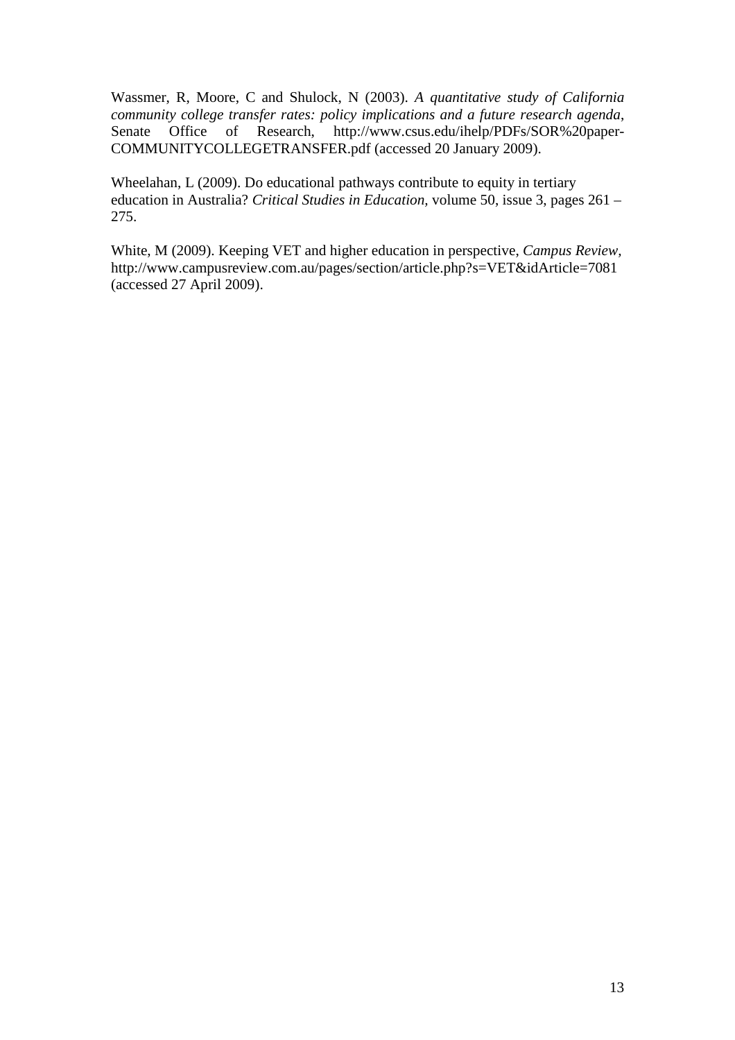Wassmer, R, Moore, C and Shulock, N (2003). *A quantitative study of California community college transfer rates: policy implications and a future research agenda*, Senate Office of Research, http://www.csus.edu/ihelp/PDFs/SOR%20paper-COMMUNITYCOLLEGETRANSFER.pdf (accessed 20 January 2009).

Wheelahan, L (2009). Do educational pathways contribute to equity in tertiary education in Australia? *Critical Studies in Education*, volume 50, issue 3, pages 261 – 275.

White, M (2009). Keeping VET and higher education in perspective, *Campus Review*, http://www.campusreview.com.au/pages/section/article.php?s=VET&idArticle=7081 (accessed 27 April 2009).